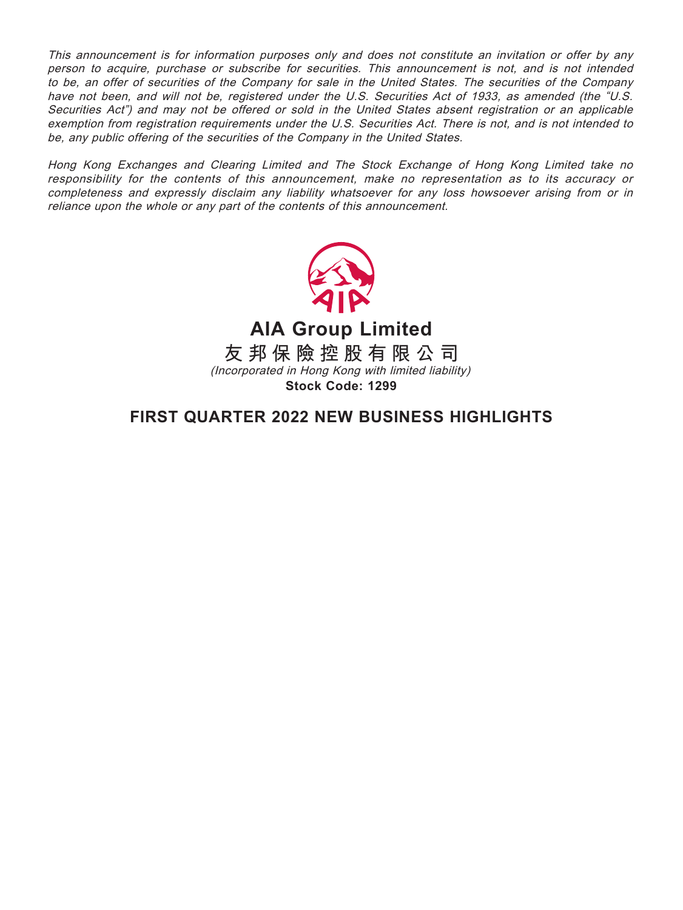*This announcement is for information purposes only and does not constitute an invitation or offer by any person to acquire, purchase or subscribe for securities. This announcement is not, and is not intended to be, an offer of securities of the Company for sale in the United States. The securities of the Company have not been, and will not be, registered under the U.S. Securities Act of 1933, as amended (the "U.S. Securities Act") and may not be offered or sold in the United States absent registration or an applicable exemption from registration requirements under the U.S. Securities Act. There is not, and is not intended to be, any public offering of the securities of the Company in the United States.*

*Hong Kong Exchanges and Clearing Limited and The Stock Exchange of Hong Kong Limited take no responsibility for the contents of this announcement, make no representation as to its accuracy or completeness and expressly disclaim any liability whatsoever for any loss howsoever arising from or in reliance upon the whole or any part of the contents of this announcement.*

**AIA Group Limited**

**友邦保險控股有限公司**

*(Incorporated in Hong Kong with limited liability)*

**Stock Code: 1299**

# FIRST QUARTER 2022 NEW BUSINESS HIGHLIGHTS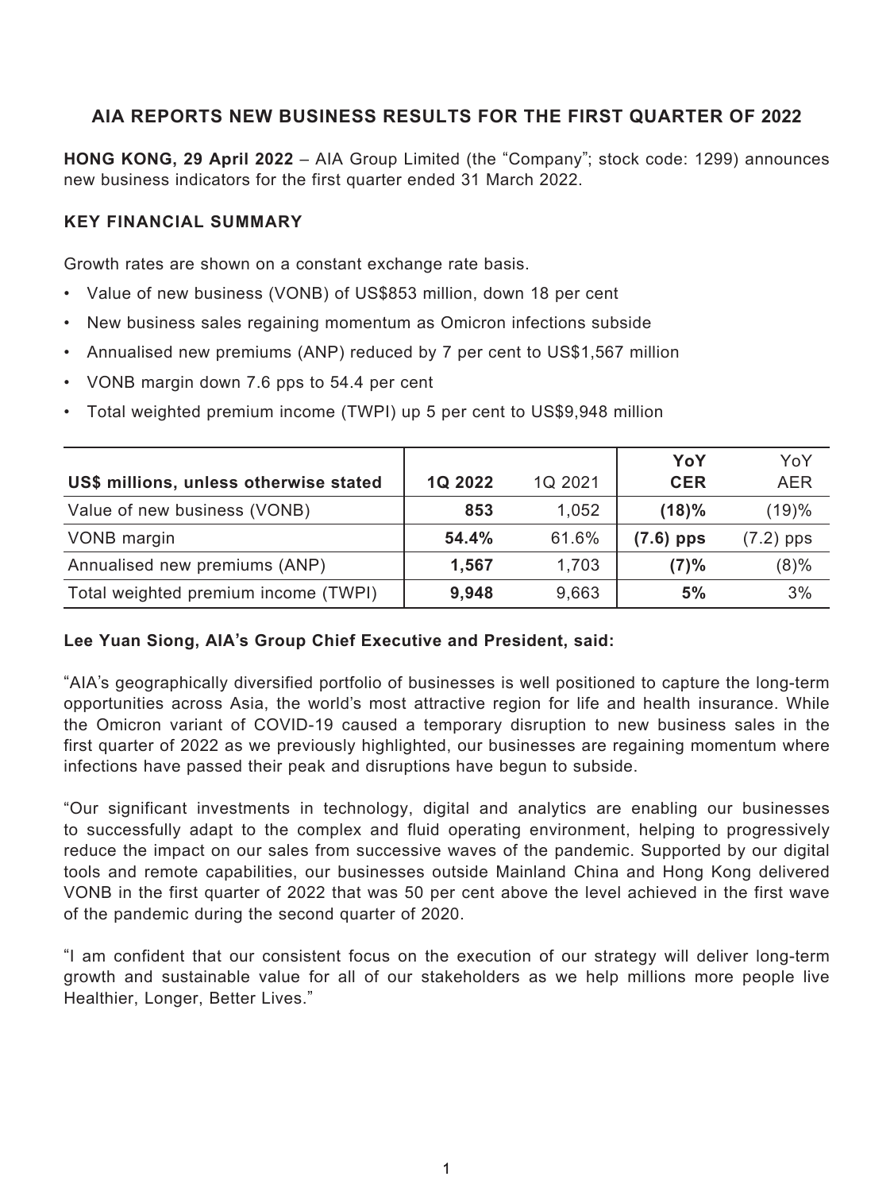## AIA REPORTS NEW BUSINESS RESULTS FOR THE FIRST QUARTER OF 2022

**HONG KONG, 29 April 2022** – AIA Group Limited (the "Company"; stock code: 1299) announces new business indicators for the first quarter ended 31 March 2022.

### KEY FINANCIAL SUMMARY

Growth rates are shown on a constant exchange rate basis.

- Value of new business (VONB) of US$853 million, down 18 per cent
- New business sales regaining momentum as Omicron infections subside
- Annualised new premiums (ANP) reduced by 7 per cent to US$1,567 million
- VONB margin down 7.6 pps to 54.4 per cent
- Total weighted premium income (TWPI) up 5 per cent to US$9,948 million

| US$ millions, unless otherwise stated | 1Q 2022 | 1Q 2021 | YoY CER | YoY AER |
|---|---|---|---|---|
| Value of new business (VONB) | **853** | 1,052 | **(18)%** | (19)% |
| VONB margin | **54.4%** | 61.6% | **(7.6) pps** | (7.2) pps |
| Annualised new premiums (ANP) | **1,567** | 1,703 | **(7)%** | (8)% |
| Total weighted premium income (TWPI) | **9,948** | 9,663 | **5%** | 3% |

**Lee Yuan Siong, AIA's Group Chief Executive and President, said:**

"AIA's geographically diversified portfolio of businesses is well positioned to capture the long-term opportunities across Asia, the world's most attractive region for life and health insurance. While the Omicron variant of COVID-19 caused a temporary disruption to new business sales in the first quarter of 2022 as we previously highlighted, our businesses are regaining momentum where infections have passed their peak and disruptions have begun to subside.

"Our significant investments in technology, digital and analytics are enabling our businesses to successfully adapt to the complex and fluid operating environment, helping to progressively reduce the impact on our sales from successive waves of the pandemic. Supported by our digital tools and remote capabilities, our businesses outside Mainland China and Hong Kong delivered VONB in the first quarter of 2022 that was 50 per cent above the level achieved in the first wave of the pandemic during the second quarter of 2020.

"I am confident that our consistent focus on the execution of our strategy will deliver long-term growth and sustainable value for all of our stakeholders as we help millions more people live Healthier, Longer, Better Lives."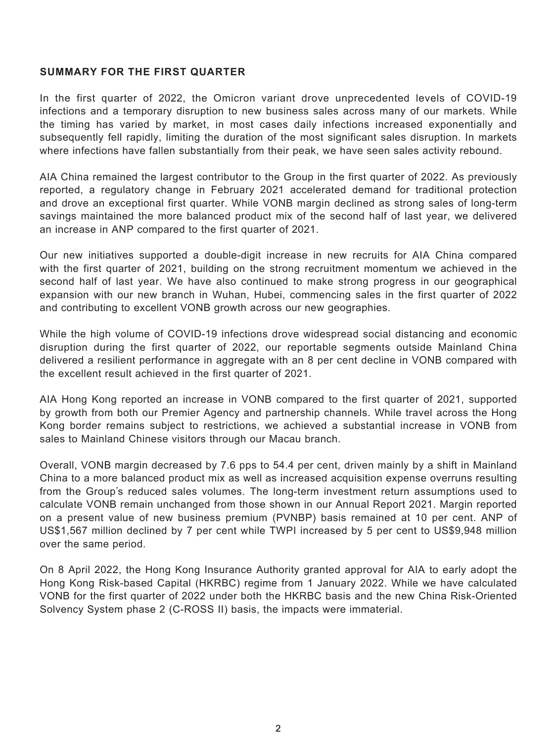## SUMMARY FOR THE FIRST QUARTER

In the first quarter of 2022, the Omicron variant drove unprecedented levels of COVID-19 infections and a temporary disruption to new business sales across many of our markets. While the timing has varied by market, in most cases daily infections increased exponentially and subsequently fell rapidly, limiting the duration of the most significant sales disruption. In markets where infections have fallen substantially from their peak, we have seen sales activity rebound.

AIA China remained the largest contributor to the Group in the first quarter of 2022. As previously reported, a regulatory change in February 2021 accelerated demand for traditional protection and drove an exceptional first quarter. While VONB margin declined as strong sales of long-term savings maintained the more balanced product mix of the second half of last year, we delivered an increase in ANP compared to the first quarter of 2021.

Our new initiatives supported a double-digit increase in new recruits for AIA China compared with the first quarter of 2021, building on the strong recruitment momentum we achieved in the second half of last year. We have also continued to make strong progress in our geographical expansion with our new branch in Wuhan, Hubei, commencing sales in the first quarter of 2022 and contributing to excellent VONB growth across our new geographies.

While the high volume of COVID-19 infections drove widespread social distancing and economic disruption during the first quarter of 2022, our reportable segments outside Mainland China delivered a resilient performance in aggregate with an 8 per cent decline in VONB compared with the excellent result achieved in the first quarter of 2021.

AIA Hong Kong reported an increase in VONB compared to the first quarter of 2021, supported by growth from both our Premier Agency and partnership channels. While travel across the Hong Kong border remains subject to restrictions, we achieved a substantial increase in VONB from sales to Mainland Chinese visitors through our Macau branch.

Overall, VONB margin decreased by 7.6 pps to 54.4 per cent, driven mainly by a shift in Mainland China to a more balanced product mix as well as increased acquisition expense overruns resulting from the Group's reduced sales volumes. The long-term investment return assumptions used to calculate VONB remain unchanged from those shown in our Annual Report 2021. Margin reported on a present value of new business premium (PVNBP) basis remained at 10 per cent. ANP of US$1,567 million declined by 7 per cent while TWPI increased by 5 per cent to US$9,948 million over the same period.

On 8 April 2022, the Hong Kong Insurance Authority granted approval for AIA to early adopt the Hong Kong Risk-based Capital (HKRBC) regime from 1 January 2022. While we have calculated VONB for the first quarter of 2022 under both the HKRBC basis and the new China Risk-Oriented Solvency System phase 2 (C-ROSS II) basis, the impacts were immaterial.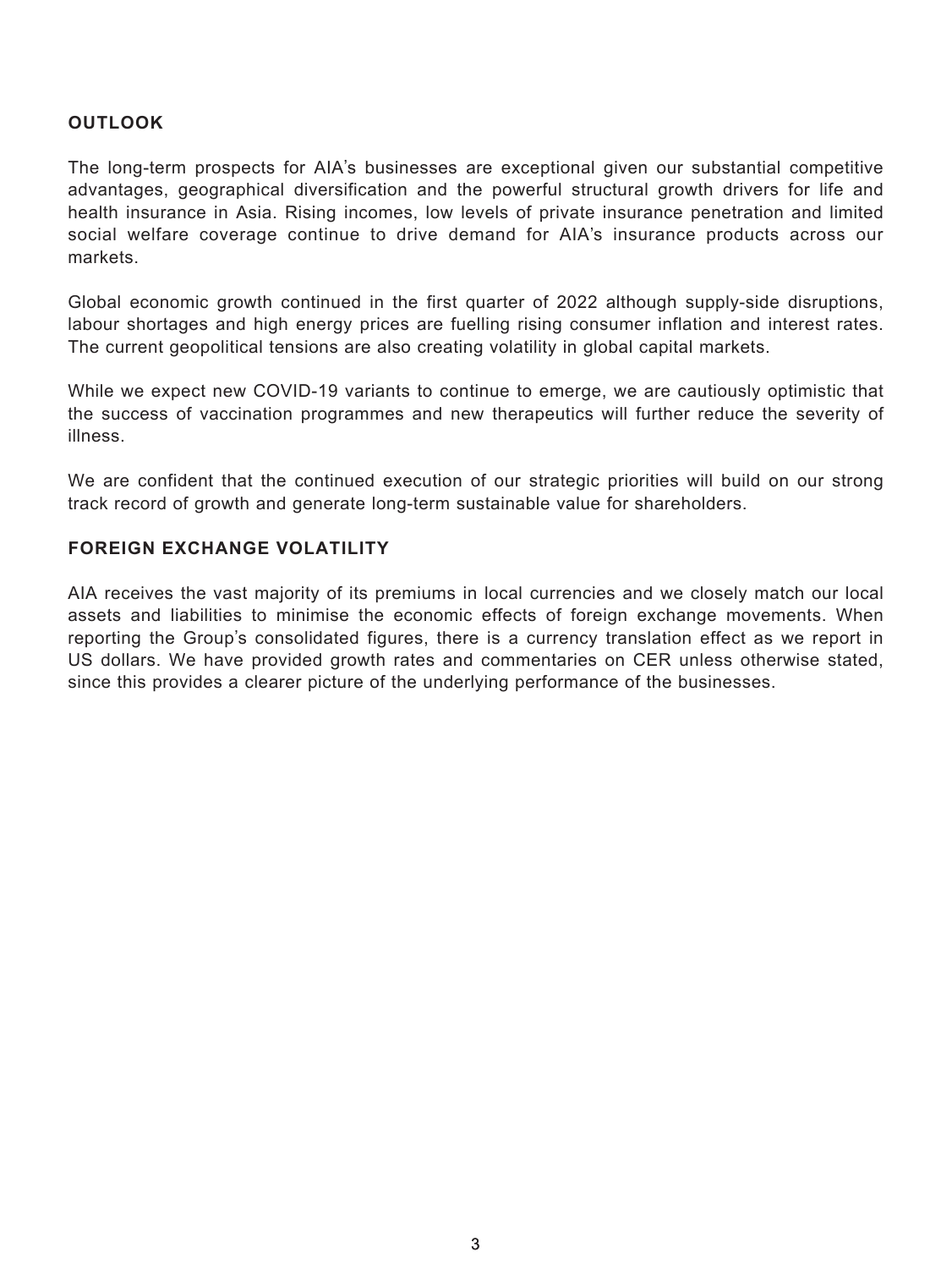## OUTLOOK

The long-term prospects for AIA's businesses are exceptional given our substantial competitive advantages, geographical diversification and the powerful structural growth drivers for life and health insurance in Asia. Rising incomes, low levels of private insurance penetration and limited social welfare coverage continue to drive demand for AIA's insurance products across our markets.

Global economic growth continued in the first quarter of 2022 although supply-side disruptions, labour shortages and high energy prices are fuelling rising consumer inflation and interest rates. The current geopolitical tensions are also creating volatility in global capital markets.

While we expect new COVID-19 variants to continue to emerge, we are cautiously optimistic that the success of vaccination programmes and new therapeutics will further reduce the severity of illness.

We are confident that the continued execution of our strategic priorities will build on our strong track record of growth and generate long-term sustainable value for shareholders.

## FOREIGN EXCHANGE VOLATILITY

AIA receives the vast majority of its premiums in local currencies and we closely match our local assets and liabilities to minimise the economic effects of foreign exchange movements. When reporting the Group's consolidated figures, there is a currency translation effect as we report in US dollars. We have provided growth rates and commentaries on CER unless otherwise stated, since this provides a clearer picture of the underlying performance of the businesses.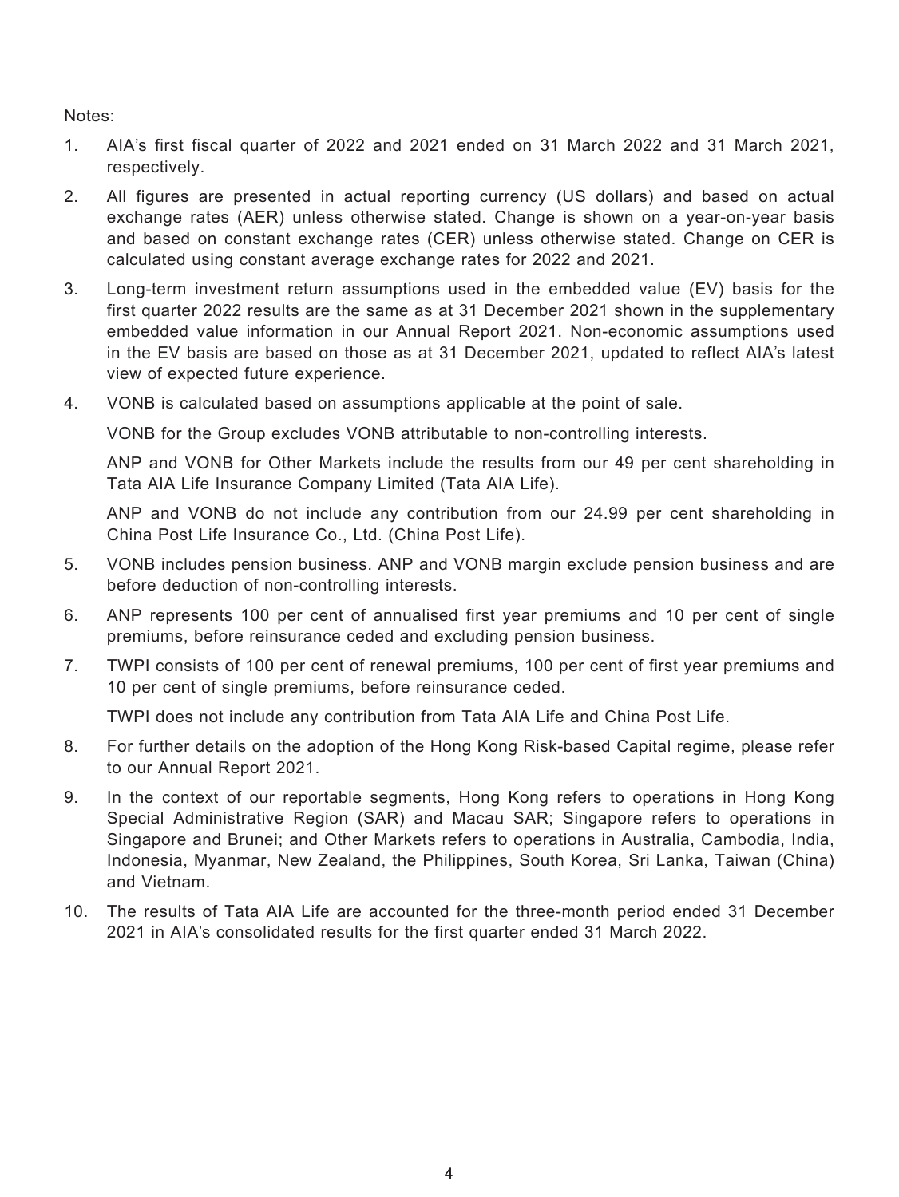Notes:

1. AIA's first fiscal quarter of 2022 and 2021 ended on 31 March 2022 and 31 March 2021, respectively.
2. All figures are presented in actual reporting currency (US dollars) and based on actual exchange rates (AER) unless otherwise stated. Change is shown on a year-on-year basis and based on constant exchange rates (CER) unless otherwise stated. Change on CER is calculated using constant average exchange rates for 2022 and 2021.
3. Long-term investment return assumptions used in the embedded value (EV) basis for the first quarter 2022 results are the same as at 31 December 2021 shown in the supplementary embedded value information in our Annual Report 2021. Non-economic assumptions used in the EV basis are based on those as at 31 December 2021, updated to reflect AIA's latest view of expected future experience.
4. VONB is calculated based on assumptions applicable at the point of sale.

   VONB for the Group excludes VONB attributable to non-controlling interests.

   ANP and VONB for Other Markets include the results from our 49 per cent shareholding in Tata AIA Life Insurance Company Limited (Tata AIA Life).

   ANP and VONB do not include any contribution from our 24.99 per cent shareholding in China Post Life Insurance Co., Ltd. (China Post Life).
5. VONB includes pension business. ANP and VONB margin exclude pension business and are before deduction of non-controlling interests.
6. ANP represents 100 per cent of annualised first year premiums and 10 per cent of single premiums, before reinsurance ceded and excluding pension business.
7. TWPI consists of 100 per cent of renewal premiums, 100 per cent of first year premiums and 10 per cent of single premiums, before reinsurance ceded.

   TWPI does not include any contribution from Tata AIA Life and China Post Life.
8. For further details on the adoption of the Hong Kong Risk-based Capital regime, please refer to our Annual Report 2021.
9. In the context of our reportable segments, Hong Kong refers to operations in Hong Kong Special Administrative Region (SAR) and Macau SAR; Singapore refers to operations in Singapore and Brunei; and Other Markets refers to operations in Australia, Cambodia, India, Indonesia, Myanmar, New Zealand, the Philippines, South Korea, Sri Lanka, Taiwan (China) and Vietnam.
10. The results of Tata AIA Life are accounted for the three-month period ended 31 December 2021 in AIA's consolidated results for the first quarter ended 31 March 2022.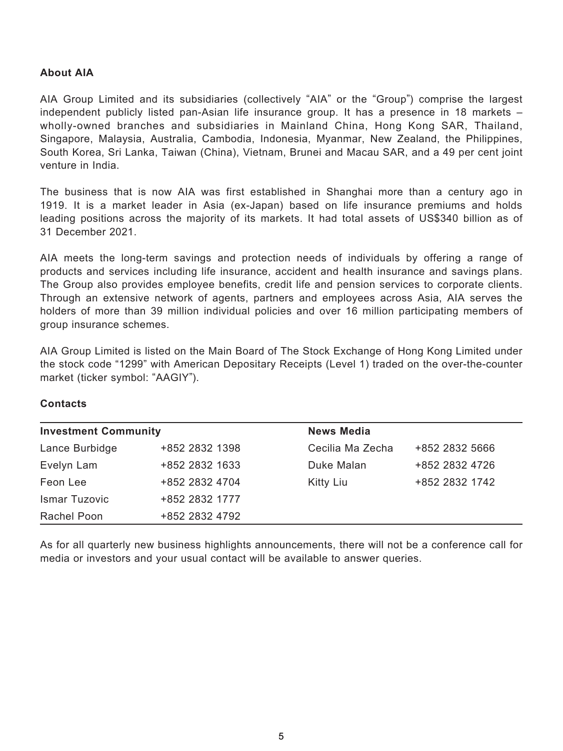### About AIA

AIA Group Limited and its subsidiaries (collectively "AIA" or the "Group") comprise the largest independent publicly listed pan-Asian life insurance group. It has a presence in 18 markets – wholly-owned branches and subsidiaries in Mainland China, Hong Kong SAR, Thailand, Singapore, Malaysia, Australia, Cambodia, Indonesia, Myanmar, New Zealand, the Philippines, South Korea, Sri Lanka, Taiwan (China), Vietnam, Brunei and Macau SAR, and a 49 per cent joint venture in India.

The business that is now AIA was first established in Shanghai more than a century ago in 1919. It is a market leader in Asia (ex-Japan) based on life insurance premiums and holds leading positions across the majority of its markets. It had total assets of US$340 billion as of 31 December 2021.

AIA meets the long-term savings and protection needs of individuals by offering a range of products and services including life insurance, accident and health insurance and savings plans. The Group also provides employee benefits, credit life and pension services to corporate clients. Through an extensive network of agents, partners and employees across Asia, AIA serves the holders of more than 39 million individual policies and over 16 million participating members of group insurance schemes.

AIA Group Limited is listed on the Main Board of The Stock Exchange of Hong Kong Limited under the stock code "1299" with American Depositary Receipts (Level 1) traded on the over-the-counter market (ticker symbol: "AAGIY").

### Contacts

| **Investment Community** | | **News Media** | |
|---|---|---|---|
| Lance Burbidge | +852 2832 1398 | Cecilia Ma Zecha | +852 2832 5666 |
| Evelyn Lam | +852 2832 1633 | Duke Malan | +852 2832 4726 |
| Feon Lee | +852 2832 4704 | Kitty Liu | +852 2832 1742 |
| Ismar Tuzovic | +852 2832 1777 | | |
| Rachel Poon | +852 2832 4792 | | |

As for all quarterly new business highlights announcements, there will not be a conference call for media or investors and your usual contact will be available to answer queries.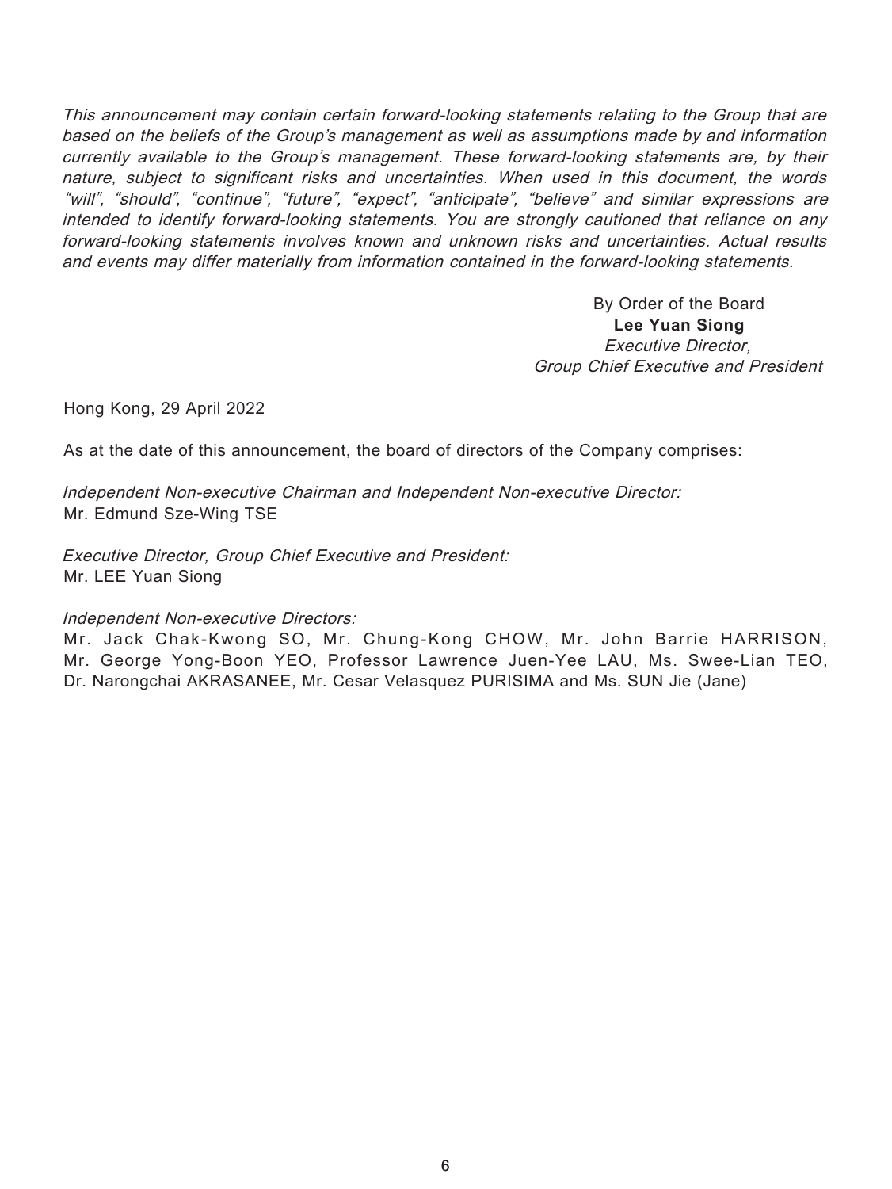*This announcement may contain certain forward-looking statements relating to the Group that are based on the beliefs of the Group's management as well as assumptions made by and information currently available to the Group's management. These forward-looking statements are, by their nature, subject to significant risks and uncertainties. When used in this document, the words "will", "should", "continue", "future", "expect", "anticipate", "believe" and similar expressions are intended to identify forward-looking statements. You are strongly cautioned that reliance on any forward-looking statements involves known and unknown risks and uncertainties. Actual results and events may differ materially from information contained in the forward-looking statements.*

By Order of the Board
**Lee Yuan Siong**
*Executive Director,*
*Group Chief Executive and President*

Hong Kong, 29 April 2022

As at the date of this announcement, the board of directors of the Company comprises:

*Independent Non-executive Chairman and Independent Non-executive Director:*
Mr. Edmund Sze-Wing TSE

*Executive Director, Group Chief Executive and President:*
Mr. LEE Yuan Siong

*Independent Non-executive Directors:*
Mr. Jack Chak-Kwong SO, Mr. Chung-Kong CHOW, Mr. John Barrie HARRISON, Mr. George Yong-Boon YEO, Professor Lawrence Juen-Yee LAU, Ms. Swee-Lian TEO, Dr. Narongchai AKRASANEE, Mr. Cesar Velasquez PURISIMA and Ms. SUN Jie (Jane)